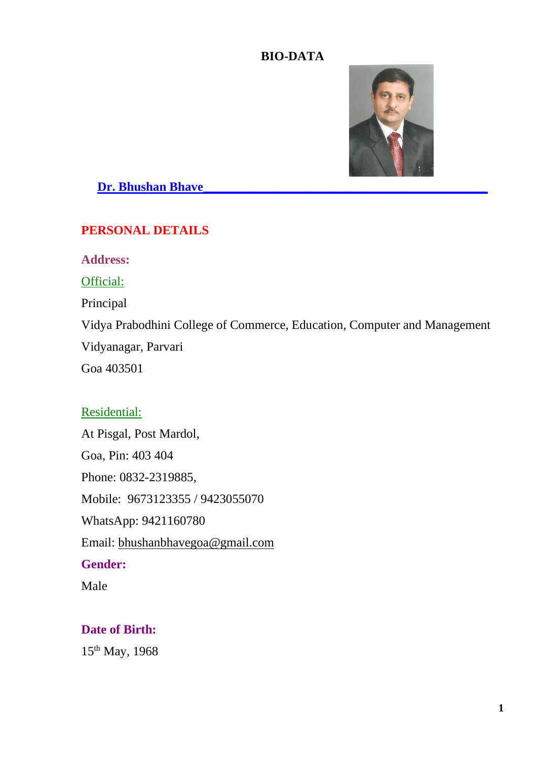# BIO-DATA

**Dr. Bhushan Bhave**

## PERSONAL DETAILS

**Address:**

Official:

Principal

Vidya Prabodhini College of Commerce, Education, Computer and Management

Vidyanagar, Parvari

Goa 403501

Residential:

At Pisgal, Post Mardol,

Goa, Pin: 403 404

Phone: 0832-2319885,

Mobile: 9673123355 / 9423055070

WhatsApp: 9421160780

Email: bhushanbhavegoa@gmail.com

**Gender:**

Male

**Date of Birth:**

15th May, 1968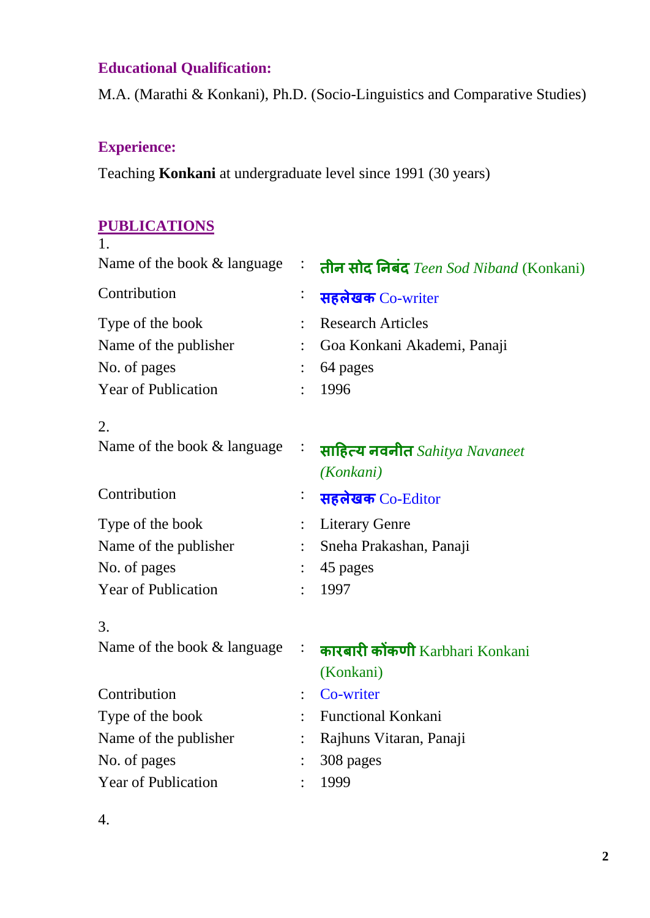### Educational Qualification:

M.A. (Marathi & Konkani), Ph.D. (Socio-Linguistics and Comparative Studies)

### Experience:

Teaching **Konkani** at undergraduate level since 1991 (30 years)

## PUBLICATIONS

1.

| | | |
|---|---|---|
| Name of the book & language | : | **तीन सोद निबंद** *Teen Sod Niband* (Konkani) |
| Contribution | : | **सहलेखक** Co-writer |
| Type of the book | : | Research Articles |
| Name of the publisher | : | Goa Konkani Akademi, Panaji |
| No. of pages | : | 64 pages |
| Year of Publication | : | 1996 |

2.

| | | |
|---|---|---|
| Name of the book & language | : | **साहित्य नवनीत** *Sahitya Navaneet (Konkani)* |
| Contribution | : | **सहलेखक** Co-Editor |
| Type of the book | : | Literary Genre |
| Name of the publisher | : | Sneha Prakashan, Panaji |
| No. of pages | : | 45 pages |
| Year of Publication | : | 1997 |

3.

| | | |
|---|---|---|
| Name of the book & language | : | **कारबारी कोंकणी** Karbhari Konkani (Konkani) |
| Contribution | : | Co-writer |
| Type of the book | : | Functional Konkani |
| Name of the publisher | : | Rajhuns Vitaran, Panaji |
| No. of pages | : | 308 pages |
| Year of Publication | : | 1999 |

4.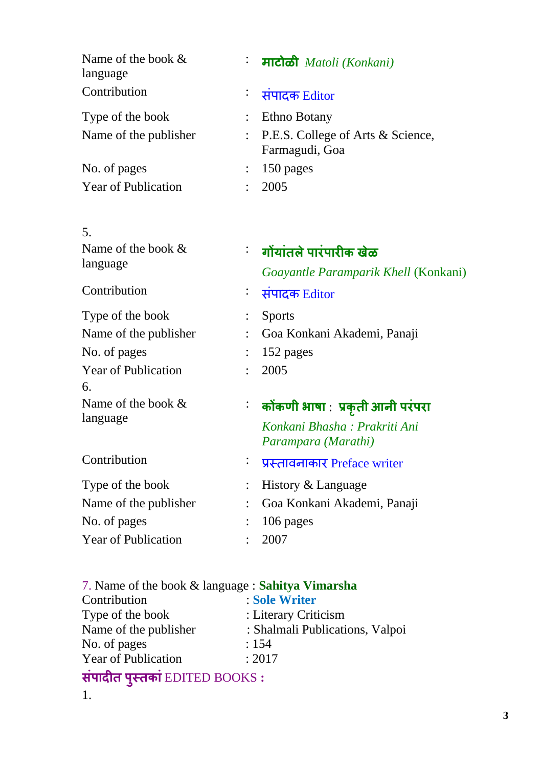| | | |
|---|---|---|
| Name of the book & language | : | **माटोळी** *Matoli (Konkani)* |
| Contribution | : | संपादक Editor |
| Type of the book | : | Ethno Botany |
| Name of the publisher | : | P.E.S. College of Arts & Science, Farmagudi, Goa |
| No. of pages | : | 150 pages |
| Year of Publication | : | 2005 |

5.

| | | |
|---|---|---|
| Name of the book & language | : | **गोंयांतले पारंपारीक खेळ** *Goayantle Paramparik Khell* (Konkani) |
| Contribution | : | संपादक Editor |
| Type of the book | : | Sports |
| Name of the publisher | : | Goa Konkani Akademi, Panaji |
| No. of pages | : | 152 pages |
| Year of Publication | : | 2005 |

6.

| | | |
|---|---|---|
| Name of the book & language | : | **कोंकणी भाषा : प्रकृती आनी परंपरा** *Konkani Bhasha : Prakriti Ani Parampara (Marathi)* |
| Contribution | : | प्रस्तावनाकार Preface writer |
| Type of the book | : | History & Language |
| Name of the publisher | : | Goa Konkani Akademi, Panaji |
| No. of pages | : | 106 pages |
| Year of Publication | : | 2007 |

7. Name of the book & language : **Sahitya Vimarsha**
Contribution : **Sole Writer**
Type of the book : Literary Criticism
Name of the publisher : Shalmali Publications, Valpoi
No. of pages : 154
Year of Publication : 2017

**संपादीत पुस्तकां** EDITED BOOKS **:**

1.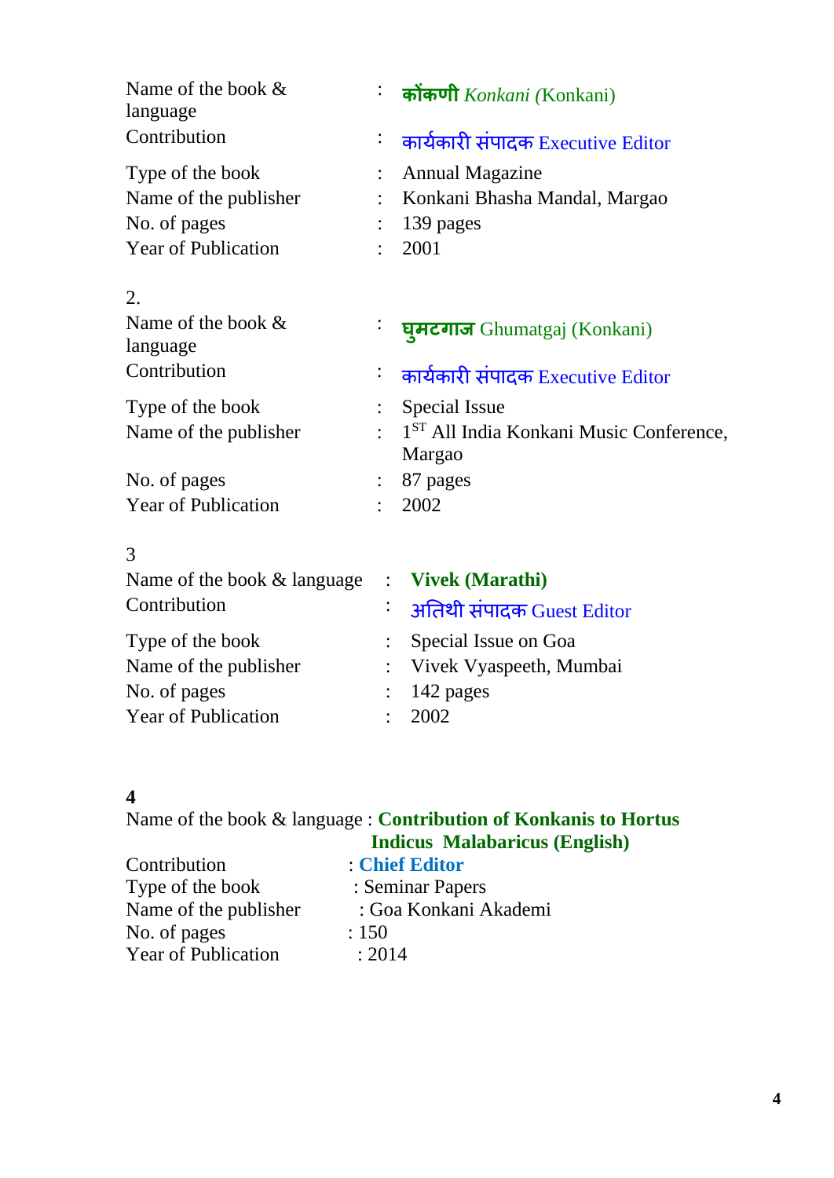Name of the book & language : **कोंकणी** *Konkani (*Konkani)

Contribution : कार्यकारी संपादक Executive Editor

Type of the book : Annual Magazine

Name of the publisher : Konkani Bhasha Mandal, Margao

No. of pages : 139 pages

Year of Publication : 2001

2.

Name of the book & language : **घुमटगाज** Ghumatgaj (Konkani)

Contribution : कार्यकारी संपादक Executive Editor

Type of the book : Special Issue

Name of the publisher : 1ST All India Konkani Music Conference, Margao

No. of pages : 87 pages

Year of Publication : 2002

3

Name of the book & language : **Vivek (Marathi)**

Contribution : अतिथी संपादक Guest Editor

Type of the book : Special Issue on Goa

Name of the publisher : Vivek Vyaspeeth, Mumbai

No. of pages : 142 pages

Year of Publication : 2002

**4**

Name of the book & language : **Contribution of Konkanis to Hortus Indicus Malabaricus (English)**

Contribution : **Chief Editor**

Type of the book : Seminar Papers

Name of the publisher : Goa Konkani Akademi

No. of pages : 150

Year of Publication : 2014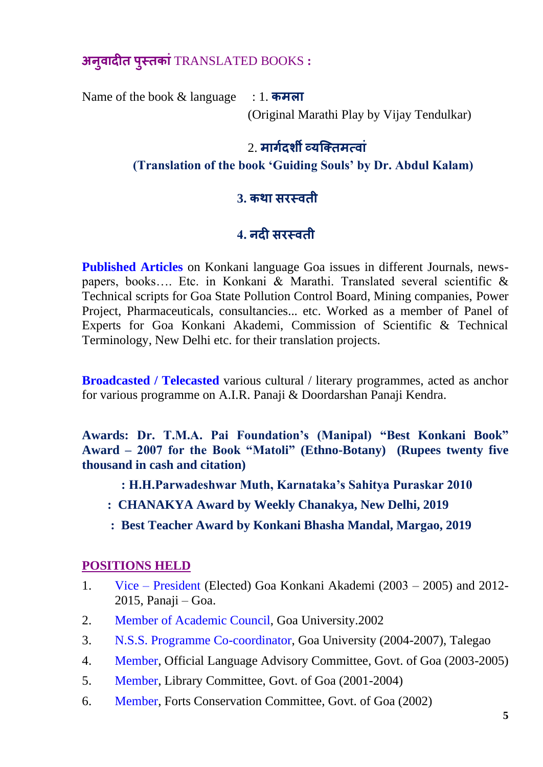## अनुवादीत पुस्तकां TRANSLATED BOOKS :

Name of the book & language : 1. **कमला**

(Original Marathi Play by Vijay Tendulkar)

2. **मार्गदर्शी व्यक्तिमत्वां**

**(Translation of the book 'Guiding Souls' by Dr. Abdul Kalam)**

**3. कथा सरस्वती**

**4. नदी सरस्वती**

**Published Articles** on Konkani language Goa issues in different Journals, news-papers, books…. Etc. in Konkani & Marathi. Translated several scientific & Technical scripts for Goa State Pollution Control Board, Mining companies, Power Project, Pharmaceuticals, consultancies... etc. Worked as a member of Panel of Experts for Goa Konkani Akademi, Commission of Scientific & Technical Terminology, New Delhi etc. for their translation projects.

**Broadcasted / Telecasted** various cultural / literary programmes, acted as anchor for various programme on A.I.R. Panaji & Doordarshan Panaji Kendra.

**Awards: Dr. T.M.A. Pai Foundation's (Manipal) "Best Konkani Book" Award – 2007 for the Book "Matoli" (Ethno-Botany) (Rupees twenty five thousand in cash and citation)**

**: H.H.Parwadeshwar Muth, Karnataka's Sahitya Puraskar 2010**

**: CHANAKYA Award by Weekly Chanakya, New Delhi, 2019**

**: Best Teacher Award by Konkani Bhasha Mandal, Margao, 2019**

## POSITIONS HELD

1. Vice – President (Elected) Goa Konkani Akademi (2003 – 2005) and 2012-2015, Panaji – Goa.
2. Member of Academic Council, Goa University.2002
3. N.S.S. Programme Co-coordinator, Goa University (2004-2007), Talegao
4. Member, Official Language Advisory Committee, Govt. of Goa (2003-2005)
5. Member, Library Committee, Govt. of Goa (2001-2004)
6. Member, Forts Conservation Committee, Govt. of Goa (2002)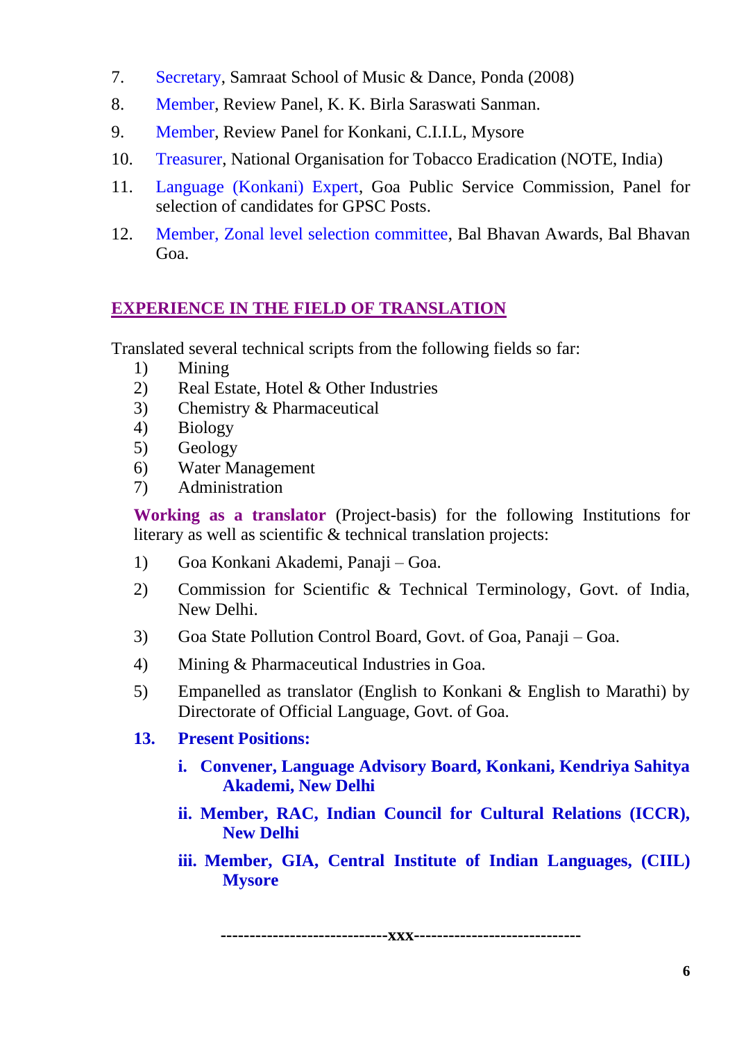7. Secretary, Samraat School of Music & Dance, Ponda (2008)
8. Member, Review Panel, K. K. Birla Saraswati Sanman.
9. Member, Review Panel for Konkani, C.I.I.L, Mysore
10. Treasurer, National Organisation for Tobacco Eradication (NOTE, India)
11. Language (Konkani) Expert, Goa Public Service Commission, Panel for selection of candidates for GPSC Posts.
12. Member, Zonal level selection committee, Bal Bhavan Awards, Bal Bhavan Goa.

## EXPERIENCE IN THE FIELD OF TRANSLATION

Translated several technical scripts from the following fields so far:

1) Mining
2) Real Estate, Hotel & Other Industries
3) Chemistry & Pharmaceutical
4) Biology
5) Geology
6) Water Management
7) Administration

**Working as a translator** (Project-basis) for the following Institutions for literary as well as scientific & technical translation projects:

1) Goa Konkani Akademi, Panaji – Goa.
2) Commission for Scientific & Technical Terminology, Govt. of India, New Delhi.
3) Goa State Pollution Control Board, Govt. of Goa, Panaji – Goa.
4) Mining & Pharmaceutical Industries in Goa.
5) Empanelled as translator (English to Konkani & English to Marathi) by Directorate of Official Language, Govt. of Goa.

**13. Present Positions:**

- **i. Convener, Language Advisory Board, Konkani, Kendriya Sahitya Akademi, New Delhi**
- **ii. Member, RAC, Indian Council for Cultural Relations (ICCR), New Delhi**
- **iii. Member, GIA, Central Institute of Indian Languages, (CIIL) Mysore**

----------------------------**xxx**----------------------------